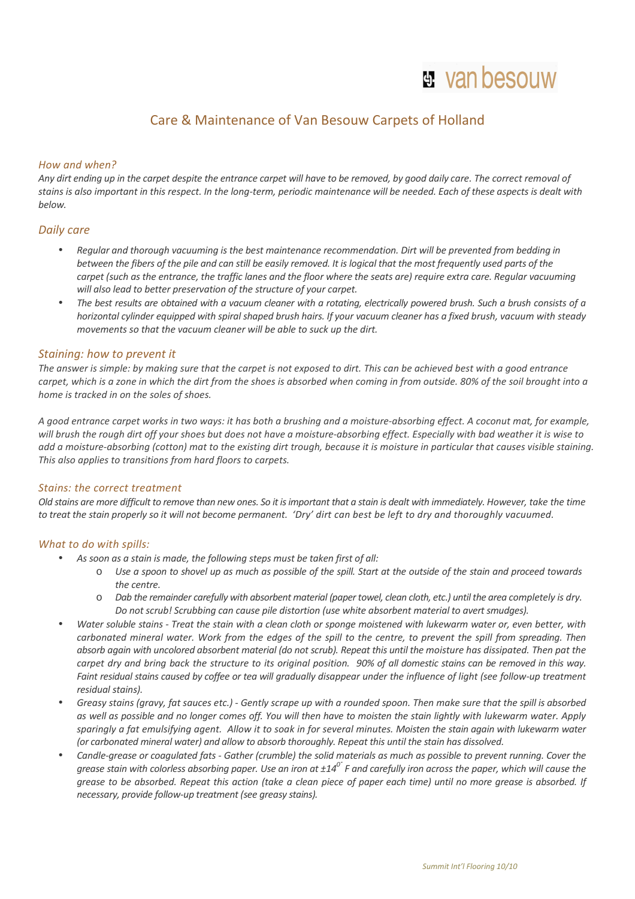van besouw

# Care & Maintenance of Van Besouw Carpets of Holland

### *How and when?*

*Any dirt ending up in the carpet despite the entrance carpet will have to be removed, by good daily care. The correct removal of stains is also important in this respect. In the long-term, periodic maintenance will be needed. Each of these aspects is dealt with below.*

## *Daily care*

- *Regular and thorough vacuuming is the best maintenance recommendation. Dirt will be prevented from bedding in between the fibers of the pile and can still be easily removed. It is logical that the most frequently used parts of the carpet (such as the entrance, the traffic lanes and the floor where the seats are) require extra care. Regular vacuuming will also lead to better preservation of the structure of your carpet.*
- *The best results are obtained with a vacuum cleaner with a rotating, electrically powered brush. Such a brush consists of a horizontal cylinder equipped with spiral shaped brush hairs. If your vacuum cleaner has a fixed brush, vacuum with steady movements so that the vacuum cleaner will be able to suck up the dirt.*

## *Staining: how to prevent it*

*The answer is simple: by making sure that the carpet is not exposed to dirt. This can be achieved best with a good entrance carpet, which is a zone in which the dirt from the shoes is absorbed when coming in from outside. 80% of the soil brought into a home is tracked in on the soles of shoes.*

*A good entrance carpet works in two ways: it has both a brushing and a moisture-absorbing effect. A coconut mat, for example, will brush the rough dirt off your shoes but does not have a moisture-absorbing effect. Especially with bad weather it is wise to add a moisture-absorbing (cotton) mat to the existing dirt trough, because it is moisture in particular that causes visible staining. This also applies to transitions from hard floors to carpets.*

### *Stains: the correct treatment*

*Old stains are more difficult to remove than new ones. So it is important that a stain is dealt with immediately. However, take the time to treat the stain properly so it will not become permanent. 'Dry' dirt can best be left to dry and thoroughly vacuumed.*

### *What to do with spills:*

- *As soon as a stain is made, the following steps must be taken first of all:*
  - *Use a spoon to shovel up as much as possible of the spill. Start at the outside of the stain and proceed towards the centre.*
  - *Dab the remainder carefully with absorbent material (paper towel, clean cloth, etc.) until the area completely is dry. Do not scrub! Scrubbing can cause pile distortion (use white absorbent material to avert smudges).*
- *Water soluble stains - Treat the stain with a clean cloth or sponge moistened with lukewarm water or, even better, with carbonated mineral water. Work from the edges of the spill to the centre, to prevent the spill from spreading. Then absorb again with uncolored absorbent material (do not scrub). Repeat this until the moisture has dissipated. Then pat the carpet dry and bring back the structure to its original position. 90% of all domestic stains can be removed in this way. Faint residual stains caused by coffee or tea will gradually disappear under the influence of light (see follow-up treatment residual stains).*
- *Greasy stains (gravy, fat sauces etc.) - Gently scrape up with a rounded spoon. Then make sure that the spill is absorbed as well as possible and no longer comes off. You will then have to moisten the stain lightly with lukewarm water. Apply sparingly a fat emulsifying agent. Allow it to soak in for several minutes. Moisten the stain again with lukewarm water (or carbonated mineral water) and allow to absorb thoroughly. Repeat this until the stain has dissolved.*
- *Candle-grease or coagulated fats - Gather (crumble) the solid materials as much as possible to prevent running. Cover the grease stain with colorless absorbing paper. Use an iron at ±14$^{0°}$ F and carefully iron across the paper, which will cause the grease to be absorbed. Repeat this action (take a clean piece of paper each time) until no more grease is absorbed. If necessary, provide follow-up treatment (see greasy stains).*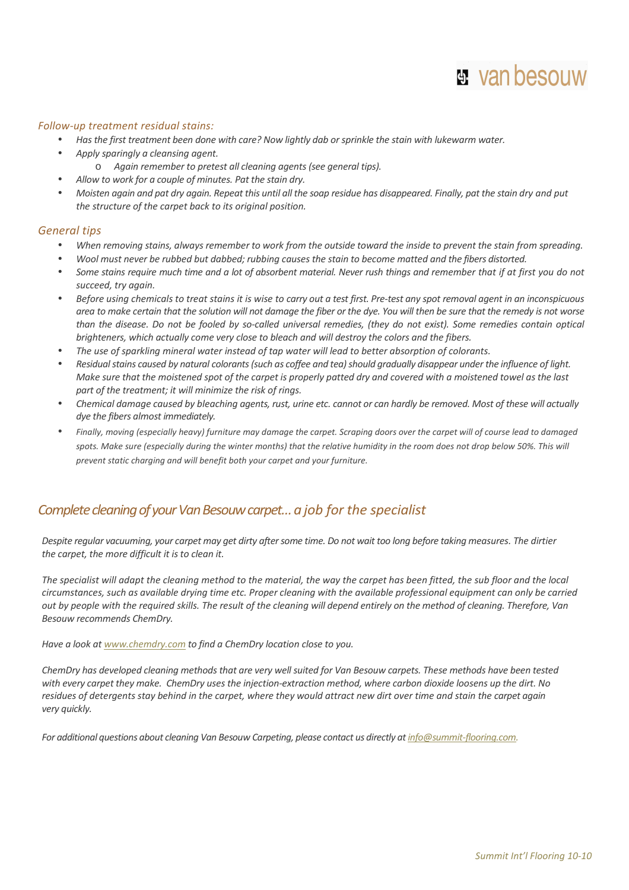### *Follow-up treatment residual stains:*

- *Has the first treatment been done with care? Now lightly dab or sprinkle the stain with lukewarm water.*
- *Apply sparingly a cleansing agent.*
    - *Again remember to pretest all cleaning agents (see general tips).*
- *Allow to work for a couple of minutes. Pat the stain dry.*
- *Moisten again and pat dry again. Repeat this until all the soap residue has disappeared. Finally, pat the stain dry and put the structure of the carpet back to its original position.*

### *General tips*

- *When removing stains, always remember to work from the outside toward the inside to prevent the stain from spreading.*
- *Wool must never be rubbed but dabbed; rubbing causes the stain to become matted and the fibers distorted.*
- *Some stains require much time and a lot of absorbent material. Never rush things and remember that if at first you do not succeed, try again.*
- *Before using chemicals to treat stains it is wise to carry out a test first. Pre-test any spot removal agent in an inconspicuous area to make certain that the solution will not damage the fiber or the dye. You will then be sure that the remedy is not worse than the disease. Do not be fooled by so-called universal remedies, (they do not exist). Some remedies contain optical brighteners, which actually come very close to bleach and will destroy the colors and the fibers.*
- *The use of sparkling mineral water instead of tap water will lead to better absorption of colorants.*
- *Residual stains caused by natural colorants (such as coffee and tea) should gradually disappear under the influence of light. Make sure that the moistened spot of the carpet is properly patted dry and covered with a moistened towel as the last part of the treatment; it will minimize the risk of rings.*
- *Chemical damage caused by bleaching agents, rust, urine etc. cannot or can hardly be removed. Most of these will actually dye the fibers almost immediately.*
- *Finally, moving (especially heavy) furniture may damage the carpet. Scraping doors over the carpet will of course lead to damaged spots. Make sure (especially during the winter months) that the relative humidity in the room does not drop below 50%. This will prevent static charging and will benefit both your carpet and your furniture.*

## *Complete cleaning of your Van Besouw carpet… a job for the specialist*

*Despite regular vacuuming, your carpet may get dirty after some time. Do not wait too long before taking measures. The dirtier the carpet, the more difficult it is to clean it.*

*The specialist will adapt the cleaning method to the material, the way the carpet has been fitted, the sub floor and the local circumstances, such as available drying time etc. Proper cleaning with the available professional equipment can only be carried out by people with the required skills. The result of the cleaning will depend entirely on the method of cleaning. Therefore, Van Besouw recommends ChemDry.*

*Have a look at www.chemdry.com to find a ChemDry location close to you.*

*ChemDry has developed cleaning methods that are very well suited for Van Besouw carpets. These methods have been tested with every carpet they make. ChemDry uses the injection-extraction method, where carbon dioxide loosens up the dirt. No residues of detergents stay behind in the carpet, where they would attract new dirt over time and stain the carpet again very quickly.*

*For additional questions about cleaning Van Besouw Carpeting, please contact us directly at info@summit-flooring.com.*